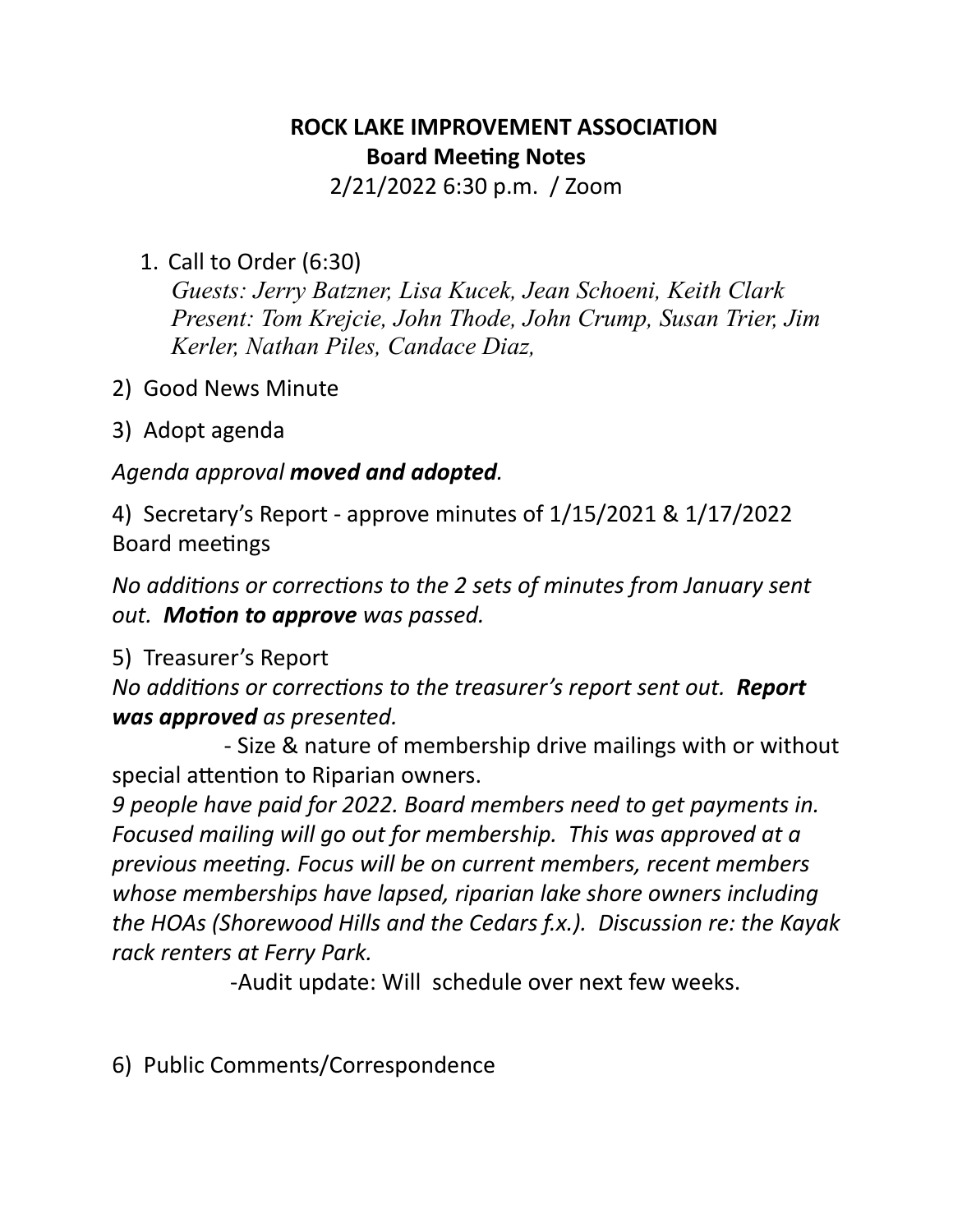# ROCK LAKE IMPROVEMENT ASSOCIATION

## Board Meeting Notes

2/21/2022 6:30 p.m. / Zoom

1. Call to Order (6:30)

   *Guests: Jerry Batzner, Lisa Kucek, Jean Schoeni, Keith Clark*
   *Present: Tom Krejcie, John Thode, John Crump, Susan Trier, Jim Kerler, Nathan Piles, Candace Diaz,*

2) Good News Minute

3) Adopt agenda

*Agenda approval* ***moved and adopted****.*

4) Secretary's Report - approve minutes of 1/15/2021 & 1/17/2022 Board meetings

*No additions or corrections to the 2 sets of minutes from January sent out.* ***Motion to approve*** *was passed.*

5) Treasurer's Report

*No additions or corrections to the treasurer's report sent out.* ***Report was approved*** *as presented.*

- Size & nature of membership drive mailings with or without special attention to Riparian owners.

*9 people have paid for 2022. Board members need to get payments in. Focused mailing will go out for membership. This was approved at a previous meeting. Focus will be on current members, recent members whose memberships have lapsed, riparian lake shore owners including the HOAs (Shorewood Hills and the Cedars f.x.). Discussion re: the Kayak rack renters at Ferry Park.*

- Audit update: Will schedule over next few weeks.

6) Public Comments/Correspondence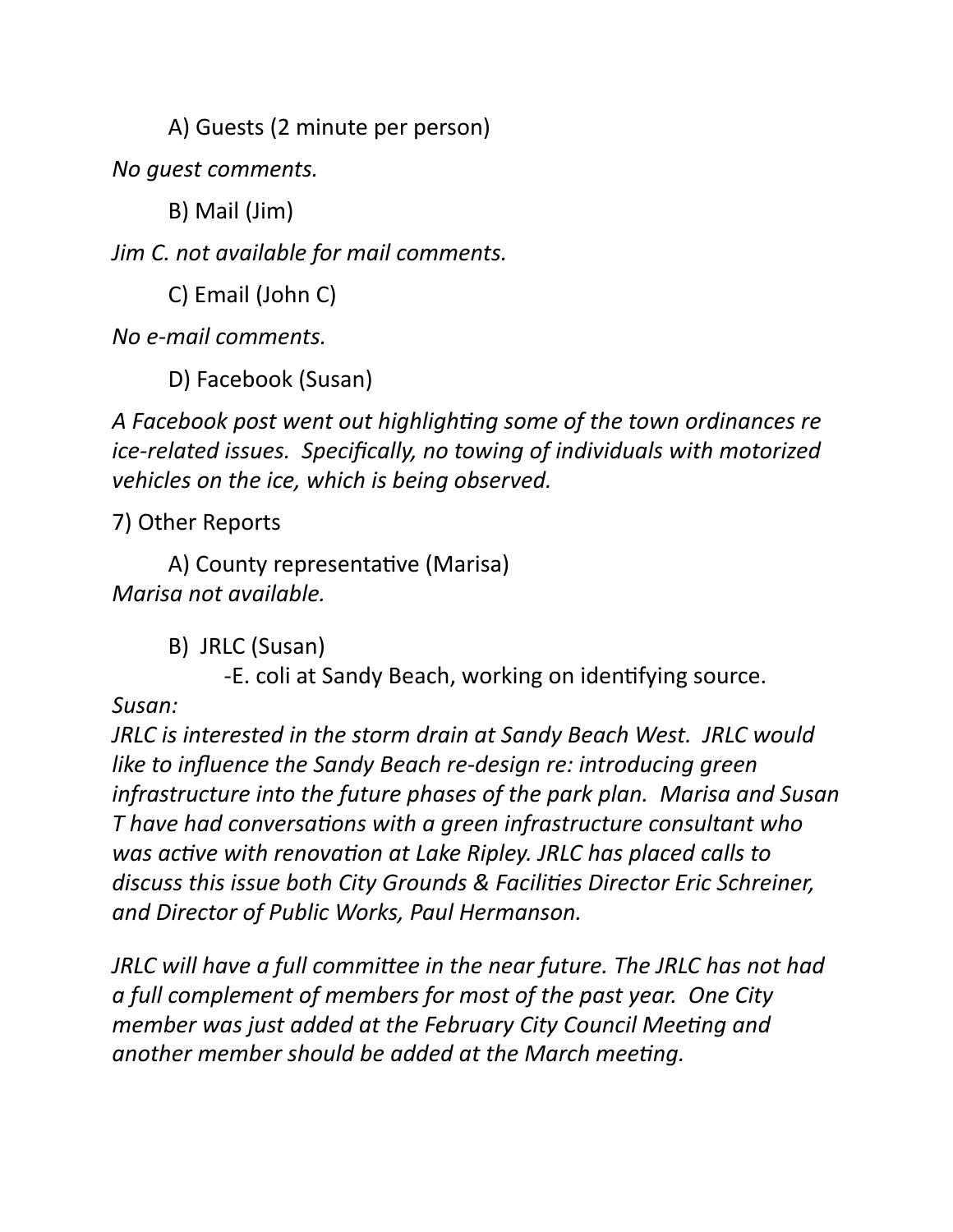A) Guests (2 minute per person)

*No guest comments.*

B) Mail (Jim)

*Jim C. not available for mail comments.*

C) Email (John C)

*No e-mail comments.*

D) Facebook (Susan)

*A Facebook post went out highlighting some of the town ordinances re ice-related issues. Specifically, no towing of individuals with motorized vehicles on the ice, which is being observed.*

7) Other Reports

A) County representative (Marisa)
*Marisa not available.*

B) JRLC (Susan)
-E. coli at Sandy Beach, working on identifying source.

*Susan:*
*JRLC is interested in the storm drain at Sandy Beach West. JRLC would like to influence the Sandy Beach re-design re: introducing green infrastructure into the future phases of the park plan. Marisa and Susan T have had conversations with a green infrastructure consultant who was active with renovation at Lake Ripley. JRLC has placed calls to discuss this issue both City Grounds & Facilities Director Eric Schreiner, and Director of Public Works, Paul Hermanson.*

*JRLC will have a full committee in the near future. The JRLC has not had a full complement of members for most of the past year. One City member was just added at the February City Council Meeting and another member should be added at the March meeting.*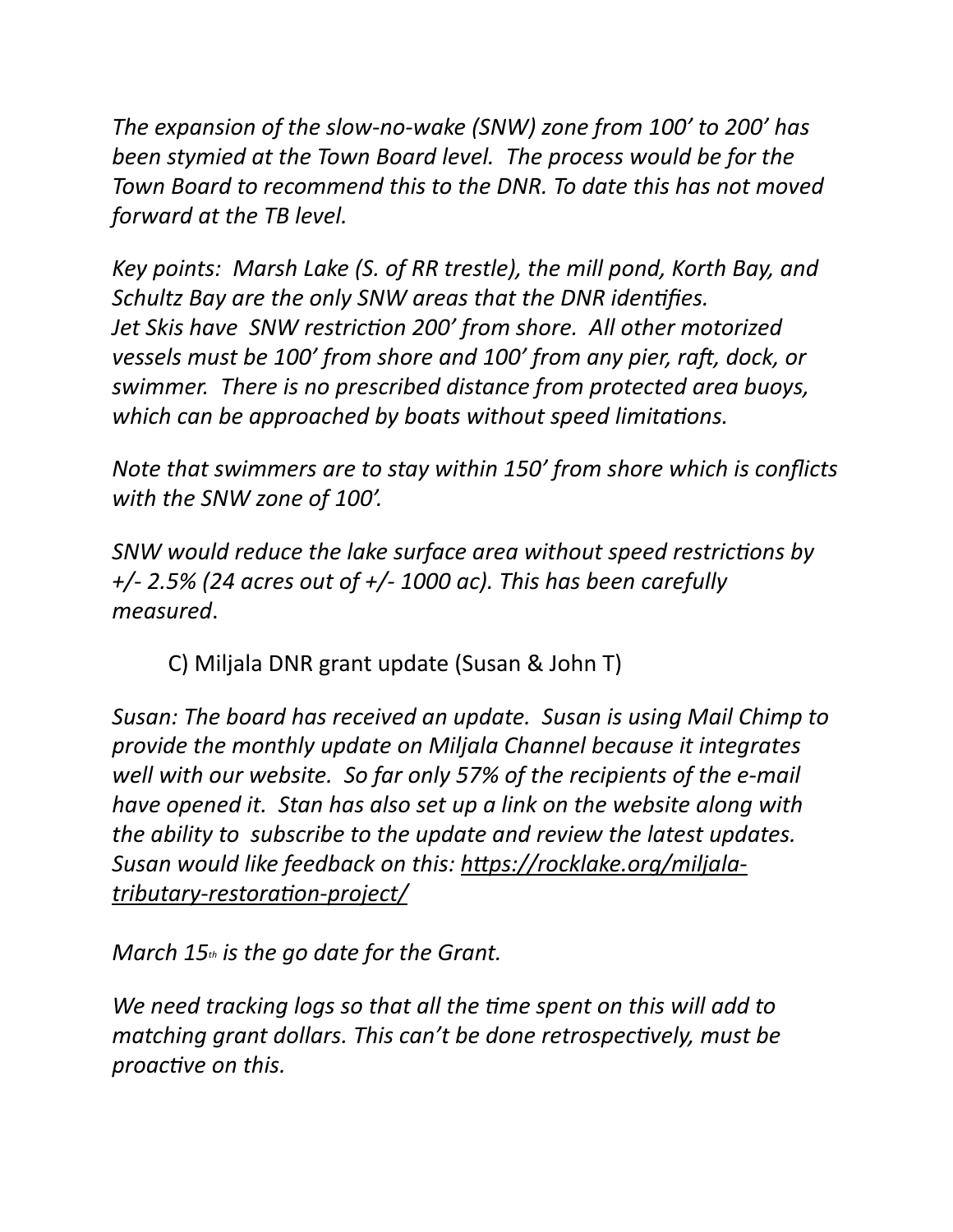*The expansion of the slow-no-wake (SNW) zone from 100' to 200' has been stymied at the Town Board level. The process would be for the Town Board to recommend this to the DNR. To date this has not moved forward at the TB level.*

*Key points: Marsh Lake (S. of RR trestle), the mill pond, Korth Bay, and Schultz Bay are the only SNW areas that the DNR identifies. Jet Skis have SNW restriction 200' from shore. All other motorized vessels must be 100' from shore and 100' from any pier, raft, dock, or swimmer. There is no prescribed distance from protected area buoys, which can be approached by boats without speed limitations.*

*Note that swimmers are to stay within 150' from shore which is conflicts with the SNW zone of 100'.*

*SNW would reduce the lake surface area without speed restrictions by +/- 2.5% (24 acres out of +/- 1000 ac). This has been carefully measured.*

C) Miljala DNR grant update (Susan & John T)

*Susan: The board has received an update. Susan is using Mail Chimp to provide the monthly update on Miljala Channel because it integrates well with our website. So far only 57% of the recipients of the e-mail have opened it. Stan has also set up a link on the website along with the ability to subscribe to the update and review the latest updates. Susan would like feedback on this: https://rocklake.org/miljala-tributary-restoration-project/*

*March 15th is the go date for the Grant.*

*We need tracking logs so that all the time spent on this will add to matching grant dollars. This can't be done retrospectively, must be proactive on this.*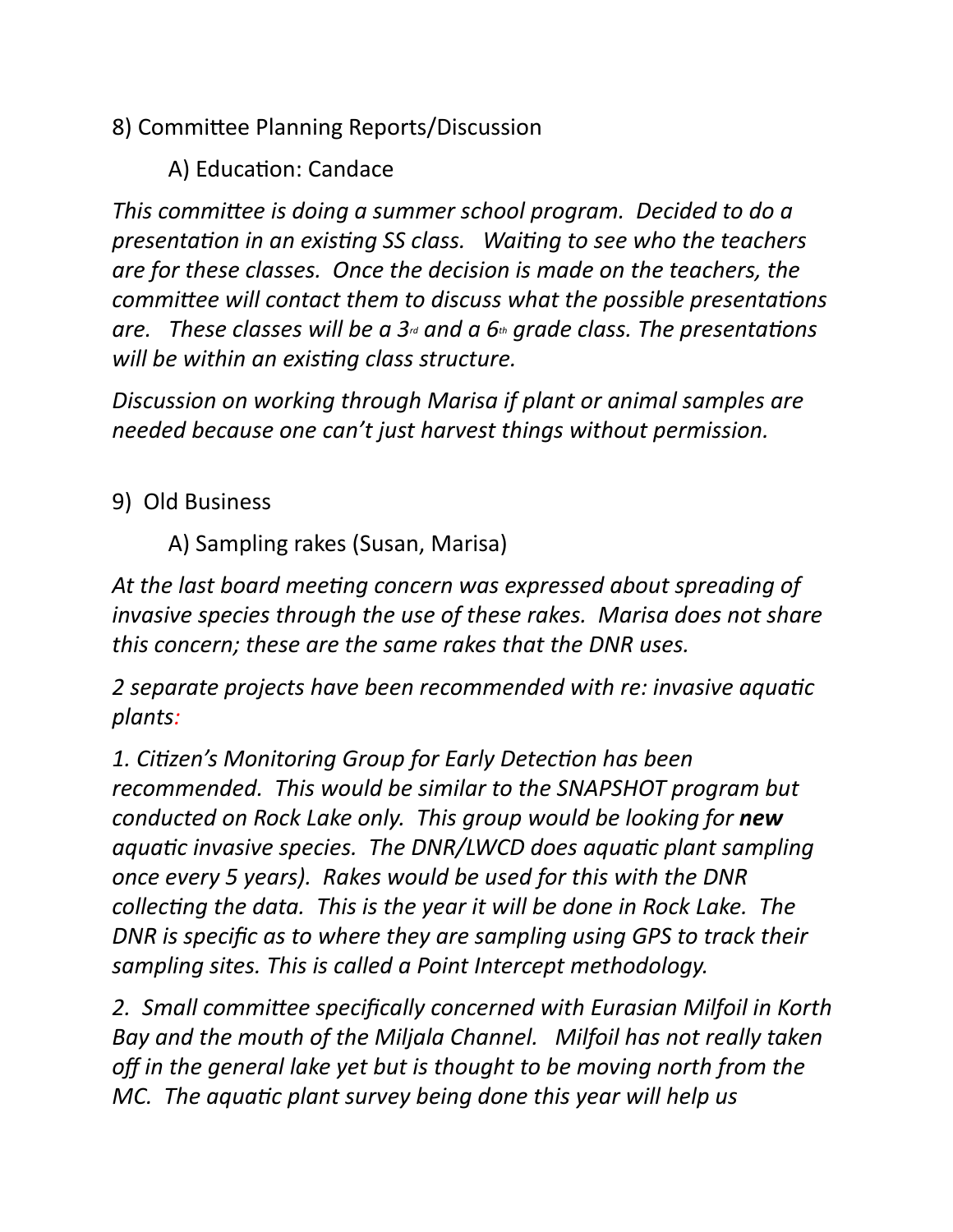8) Committee Planning Reports/Discussion

A) Education: Candace

*This committee is doing a summer school program. Decided to do a presentation in an existing SS class. Waiting to see who the teachers are for these classes. Once the decision is made on the teachers, the committee will contact them to discuss what the possible presentations are. These classes will be a 3rd and a 6th grade class. The presentations will be within an existing class structure.*

*Discussion on working through Marisa if plant or animal samples are needed because one can't just harvest things without permission.*

9) Old Business

A) Sampling rakes (Susan, Marisa)

*At the last board meeting concern was expressed about spreading of invasive species through the use of these rakes. Marisa does not share this concern; these are the same rakes that the DNR uses.*

*2 separate projects have been recommended with re: invasive aquatic plants:*

*1. Citizen's Monitoring Group for Early Detection has been recommended. This would be similar to the SNAPSHOT program but conducted on Rock Lake only. This group would be looking for **new** aquatic invasive species. The DNR/LWCD does aquatic plant sampling once every 5 years). Rakes would be used for this with the DNR collecting the data. This is the year it will be done in Rock Lake. The DNR is specific as to where they are sampling using GPS to track their sampling sites. This is called a Point Intercept methodology.*

*2. Small committee specifically concerned with Eurasian Milfoil in Korth Bay and the mouth of the Miljala Channel. Milfoil has not really taken off in the general lake yet but is thought to be moving north from the MC. The aquatic plant survey being done this year will help us*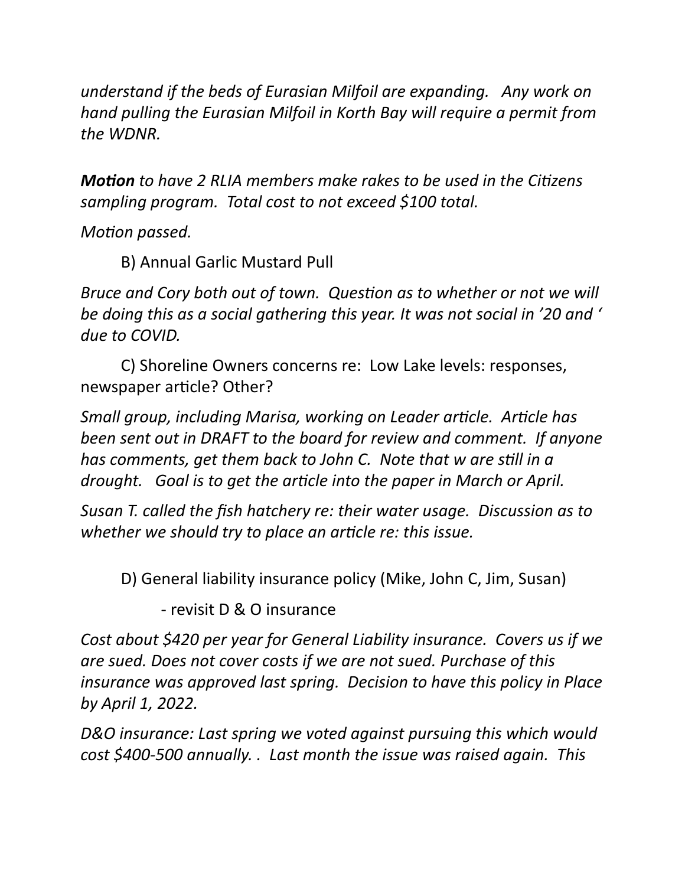*understand if the beds of Eurasian Milfoil are expanding. Any work on hand pulling the Eurasian Milfoil in Korth Bay will require a permit from the WDNR.*

***Motion** to have 2 RLIA members make rakes to be used in the Citizens sampling program. Total cost to not exceed $100 total.*

*Motion passed.*

B) Annual Garlic Mustard Pull

*Bruce and Cory both out of town. Question as to whether or not we will be doing this as a social gathering this year. It was not social in '20 and ' due to COVID.*

C) Shoreline Owners concerns re: Low Lake levels: responses, newspaper article? Other?

*Small group, including Marisa, working on Leader article. Article has been sent out in DRAFT to the board for review and comment. If anyone has comments, get them back to John C. Note that w are still in a drought. Goal is to get the article into the paper in March or April.*

*Susan T. called the fish hatchery re: their water usage. Discussion as to whether we should try to place an article re: this issue.*

D) General liability insurance policy (Mike, John C, Jim, Susan)

- revisit D & O insurance

*Cost about $420 per year for General Liability insurance. Covers us if we are sued. Does not cover costs if we are not sued. Purchase of this insurance was approved last spring. Decision to have this policy in Place by April 1, 2022.*

*D&O insurance: Last spring we voted against pursuing this which would cost $400-500 annually. . Last month the issue was raised again. This*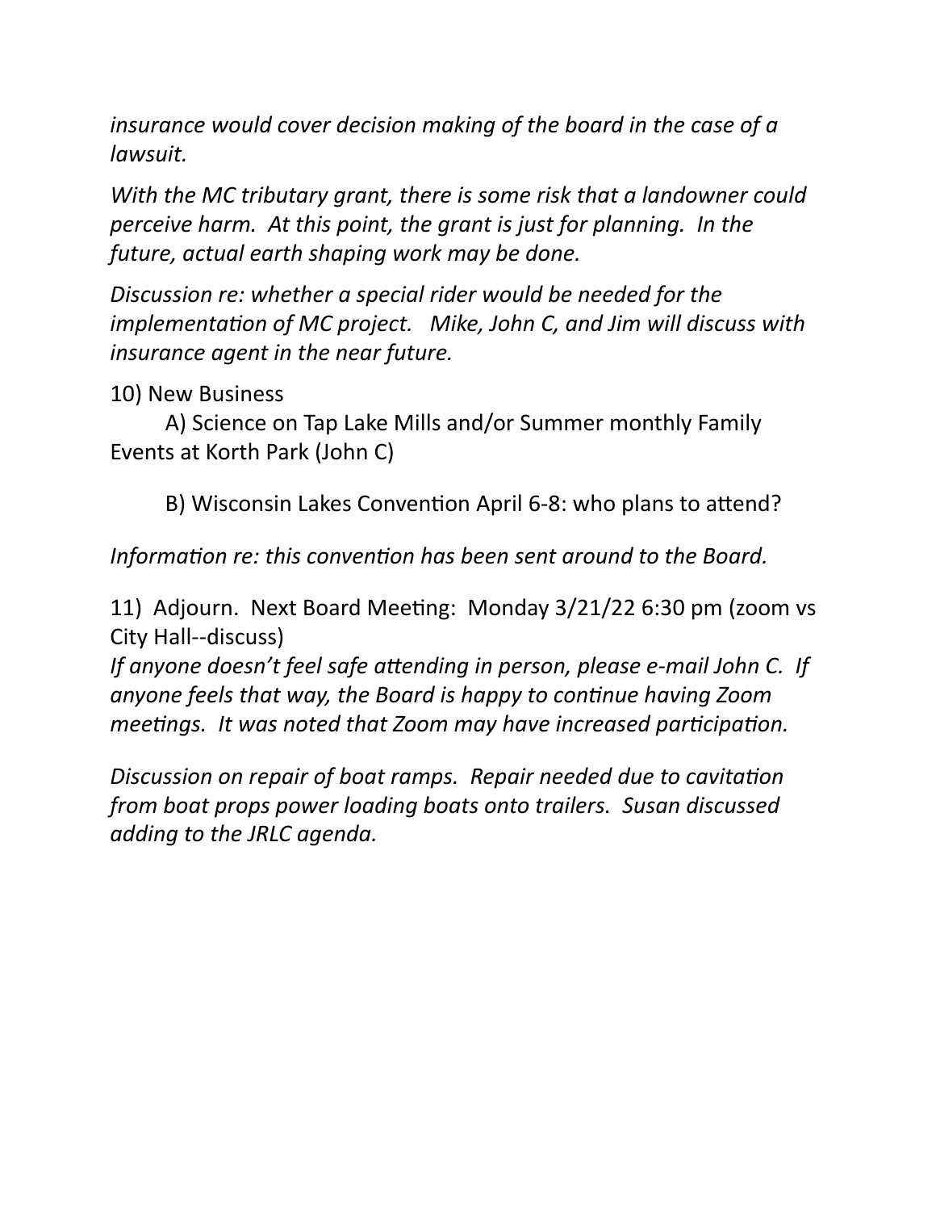*insurance would cover decision making of the board in the case of a lawsuit.*

*With the MC tributary grant, there is some risk that a landowner could perceive harm. At this point, the grant is just for planning. In the future, actual earth shaping work may be done.*

*Discussion re: whether a special rider would be needed for the implementation of MC project. Mike, John C, and Jim will discuss with insurance agent in the near future.*

10) New Business

A) Science on Tap Lake Mills and/or Summer monthly Family Events at Korth Park (John C)

B) Wisconsin Lakes Convention April 6-8: who plans to attend?

*Information re: this convention has been sent around to the Board.*

11) Adjourn. Next Board Meeting: Monday 3/21/22 6:30 pm (zoom vs City Hall--discuss)

*If anyone doesn't feel safe attending in person, please e-mail John C. If anyone feels that way, the Board is happy to continue having Zoom meetings. It was noted that Zoom may have increased participation.*

*Discussion on repair of boat ramps. Repair needed due to cavitation from boat props power loading boats onto trailers. Susan discussed adding to the JRLC agenda.*